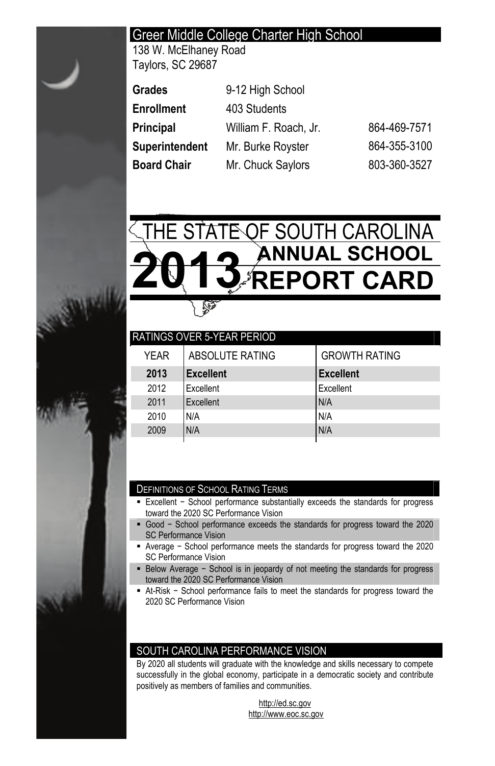# Greer Middle College Charter High School

138 W. McElhaney Road
Taylors, SC 29687

| | | |
|---|---|---|
| **Grades** | 9-12 High School | |
| **Enrollment** | 403 Students | |
| **Principal** | William F. Roach, Jr. | 864-469-7571 |
| **Superintendent** | Mr. Burke Royster | 864-355-3100 |
| **Board Chair** | Mr. Chuck Saylors | 803-360-3527 |

# THE STATE OF SOUTH CAROLINA 2013 ANNUAL SCHOOL REPORT CARD

## RATINGS OVER 5-YEAR PERIOD

| YEAR | ABSOLUTE RATING | GROWTH RATING |
|---|---|---|
| **2013** | **Excellent** | **Excellent** |
| 2012 | Excellent | Excellent |
| 2011 | Excellent | N/A |
| 2010 | N/A | N/A |
| 2009 | N/A | N/A |

## DEFINITIONS OF SCHOOL RATING TERMS

- Excellent − School performance substantially exceeds the standards for progress toward the 2020 SC Performance Vision
- Good − School performance exceeds the standards for progress toward the 2020 SC Performance Vision
- Average − School performance meets the standards for progress toward the 2020 SC Performance Vision
- Below Average − School is in jeopardy of not meeting the standards for progress toward the 2020 SC Performance Vision
- At-Risk − School performance fails to meet the standards for progress toward the 2020 SC Performance Vision

## SOUTH CAROLINA PERFORMANCE VISION

By 2020 all students will graduate with the knowledge and skills necessary to compete successfully in the global economy, participate in a democratic society and contribute positively as members of families and communities.

http://ed.sc.gov
http://www.eoc.sc.gov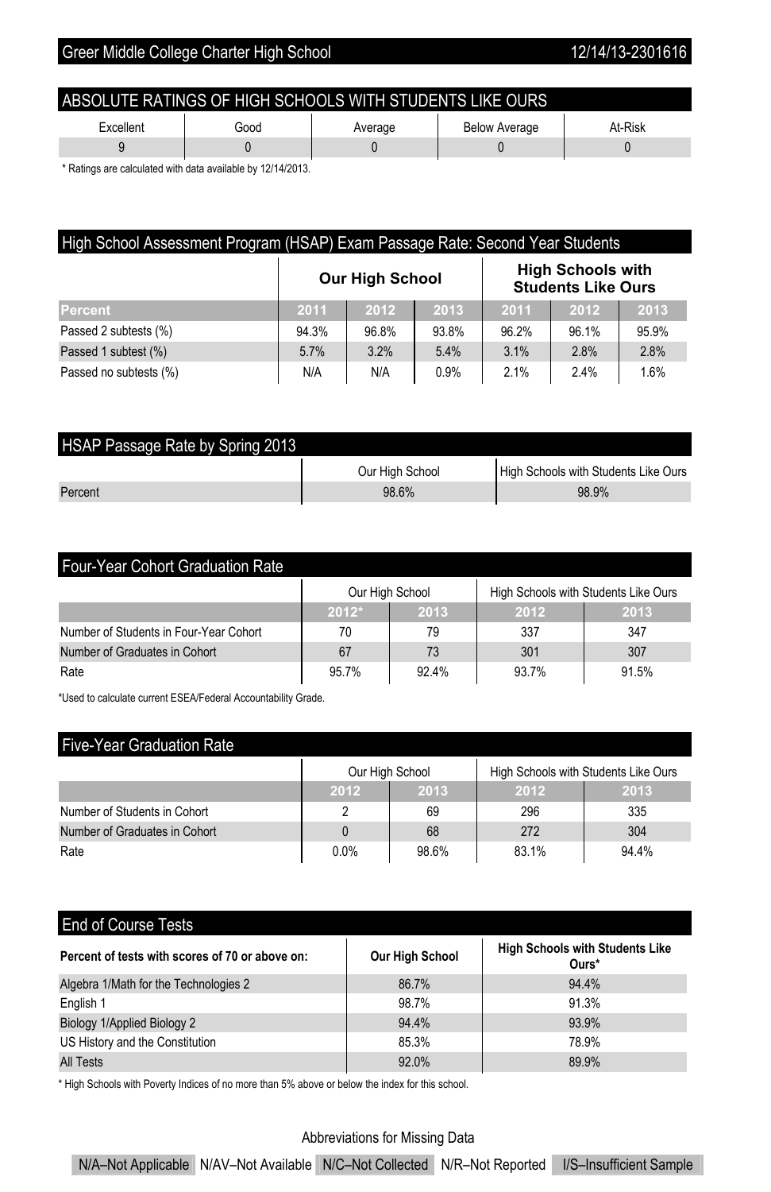Greer Middle College Charter High School 12/14/13-2301616

## ABSOLUTE RATINGS OF HIGH SCHOOLS WITH STUDENTS LIKE OURS

| Excellent | Good | Average | Below Average | At-Risk |
|---|---|---|---|---|
| 9 | 0 | 0 | 0 | 0 |

* Ratings are calculated with data available by 12/14/2013.

## High School Assessment Program (HSAP) Exam Passage Rate: Second Year Students

| | Our High School | | | High Schools with Students Like Ours | | |
|---|---|---|---|---|---|---|
| **Percent** | **2011** | **2012** | **2013** | **2011** | **2012** | **2013** |
| Passed 2 subtests (%) | 94.3% | 96.8% | 93.8% | 96.2% | 96.1% | 95.9% |
| Passed 1 subtest (%) | 5.7% | 3.2% | 5.4% | 3.1% | 2.8% | 2.8% |
| Passed no subtests (%) | N/A | N/A | 0.9% | 2.1% | 2.4% | 1.6% |

## HSAP Passage Rate by Spring 2013

| | Our High School | High Schools with Students Like Ours |
|---|---|---|
| Percent | 98.6% | 98.9% |

## Four-Year Cohort Graduation Rate

| | Our High School | | High Schools with Students Like Ours | |
|---|---|---|---|---|
| | **2012*** | **2013** | **2012** | **2013** |
| Number of Students in Four-Year Cohort | 70 | 79 | 337 | 347 |
| Number of Graduates in Cohort | 67 | 73 | 301 | 307 |
| Rate | 95.7% | 92.4% | 93.7% | 91.5% |

*Used to calculate current ESEA/Federal Accountability Grade.

## Five-Year Graduation Rate

| | Our High School | | High Schools with Students Like Ours | |
|---|---|---|---|---|
| | **2012** | **2013** | **2012** | **2013** |
| Number of Students in Cohort | 2 | 69 | 296 | 335 |
| Number of Graduates in Cohort | 0 | 68 | 272 | 304 |
| Rate | 0.0% | 98.6% | 83.1% | 94.4% |

## End of Course Tests

| Percent of tests with scores of 70 or above on: | Our High School | High Schools with Students Like Ours* |
|---|---|---|
| Algebra 1/Math for the Technologies 2 | 86.7% | 94.4% |
| English 1 | 98.7% | 91.3% |
| Biology 1/Applied Biology 2 | 94.4% | 93.9% |
| US History and the Constitution | 85.3% | 78.9% |
| All Tests | 92.0% | 89.9% |

* High Schools with Poverty Indices of no more than 5% above or below the index for this school.

Abbreviations for Missing Data

N/A–Not Applicable N/AV–Not Available N/C–Not Collected N/R–Not Reported I/S–Insufficient Sample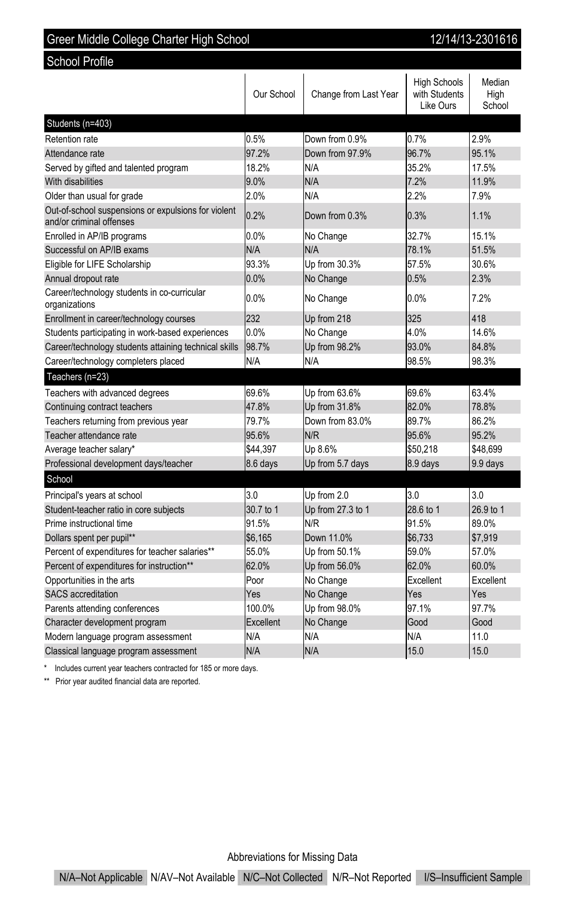## Greer Middle College Charter High School 12/14/13-2301616

### School Profile

| | Our School | Change from Last Year | High Schools with Students Like Ours | Median High School |
|---|---|---|---|---|
| **Students (n=403)** | | | | |
| Retention rate | 0.5% | Down from 0.9% | 0.7% | 2.9% |
| Attendance rate | 97.2% | Down from 97.9% | 96.7% | 95.1% |
| Served by gifted and talented program | 18.2% | N/A | 35.2% | 17.5% |
| With disabilities | 9.0% | N/A | 7.2% | 11.9% |
| Older than usual for grade | 2.0% | N/A | 2.2% | 7.9% |
| Out-of-school suspensions or expulsions for violent and/or criminal offenses | 0.2% | Down from 0.3% | 0.3% | 1.1% |
| Enrolled in AP/IB programs | 0.0% | No Change | 32.7% | 15.1% |
| Successful on AP/IB exams | N/A | N/A | 78.1% | 51.5% |
| Eligible for LIFE Scholarship | 93.3% | Up from 30.3% | 57.5% | 30.6% |
| Annual dropout rate | 0.0% | No Change | 0.5% | 2.3% |
| Career/technology students in co-curricular organizations | 0.0% | No Change | 0.0% | 7.2% |
| Enrollment in career/technology courses | 232 | Up from 218 | 325 | 418 |
| Students participating in work-based experiences | 0.0% | No Change | 4.0% | 14.6% |
| Career/technology students attaining technical skills | 98.7% | Up from 98.2% | 93.0% | 84.8% |
| Career/technology completers placed | N/A | N/A | 98.5% | 98.3% |
| **Teachers (n=23)** | | | | |
| Teachers with advanced degrees | 69.6% | Up from 63.6% | 69.6% | 63.4% |
| Continuing contract teachers | 47.8% | Up from 31.8% | 82.0% | 78.8% |
| Teachers returning from previous year | 79.7% | Down from 83.0% | 89.7% | 86.2% |
| Teacher attendance rate | 95.6% | N/R | 95.6% | 95.2% |
| Average teacher salary* | $44,397 | Up 8.6% | $50,218 | $48,699 |
| Professional development days/teacher | 8.6 days | Up from 5.7 days | 8.9 days | 9.9 days |
| **School** | | | | |
| Principal's years at school | 3.0 | Up from 2.0 | 3.0 | 3.0 |
| Student-teacher ratio in core subjects | 30.7 to 1 | Up from 27.3 to 1 | 28.6 to 1 | 26.9 to 1 |
| Prime instructional time | 91.5% | N/R | 91.5% | 89.0% |
| Dollars spent per pupil** | $6,165 | Down 11.0% | $6,733 | $7,919 |
| Percent of expenditures for teacher salaries** | 55.0% | Up from 50.1% | 59.0% | 57.0% |
| Percent of expenditures for instruction** | 62.0% | Up from 56.0% | 62.0% | 60.0% |
| Opportunities in the arts | Poor | No Change | Excellent | Excellent |
| SACS accreditation | Yes | No Change | Yes | Yes |
| Parents attending conferences | 100.0% | Up from 98.0% | 97.1% | 97.7% |
| Character development program | Excellent | No Change | Good | Good |
| Modern language program assessment | N/A | N/A | N/A | 11.0 |
| Classical language program assessment | N/A | N/A | 15.0 | 15.0 |

\* Includes current year teachers contracted for 185 or more days.

\*\* Prior year audited financial data are reported.

Abbreviations for Missing Data

N/A–Not Applicable N/AV–Not Available N/C–Not Collected N/R–Not Reported I/S–Insufficient Sample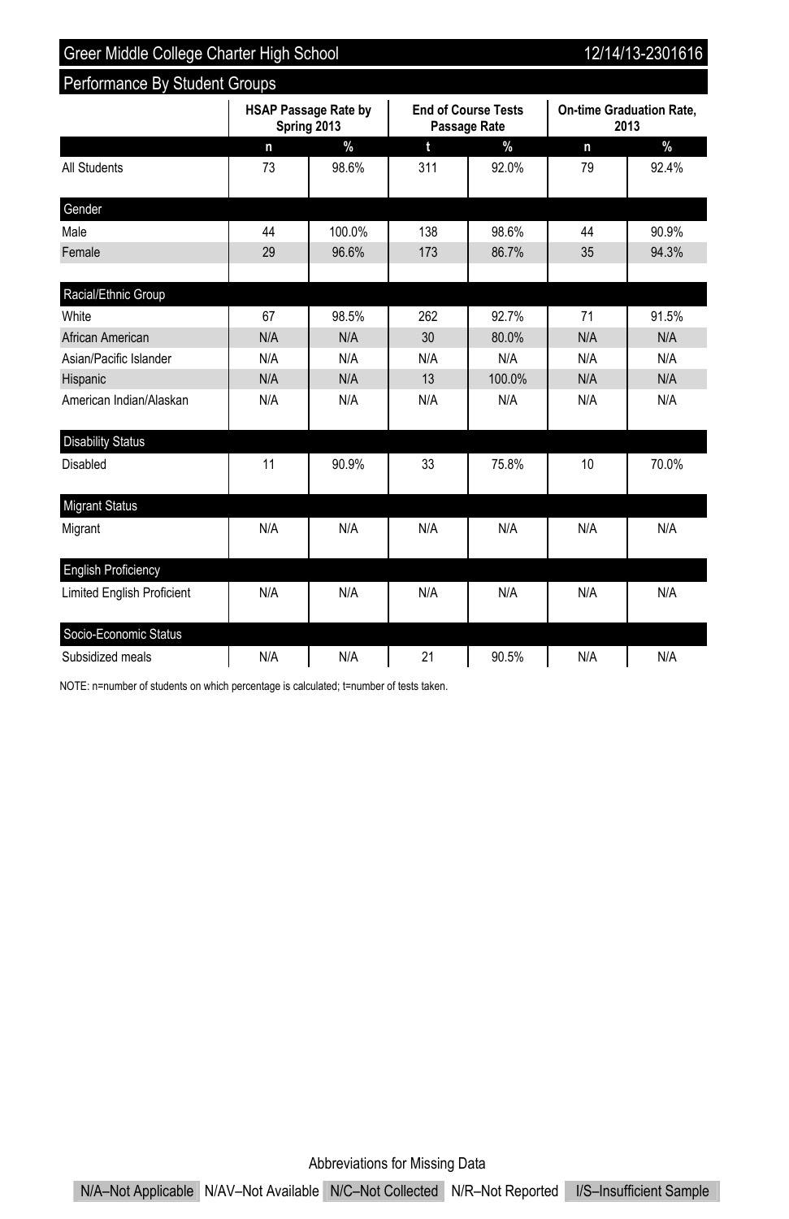## Greer Middle College Charter High School

12/14/13-2301616

### Performance By Student Groups

| | HSAP Passage Rate by Spring 2013 | | End of Course Tests Passage Rate | | On-time Graduation Rate, 2013 | |
|---|---|---|---|---|---|---|
| | n | % | t | % | n | % |
| All Students | 73 | 98.6% | 311 | 92.0% | 79 | 92.4% |
| **Gender** | | | | | | |
| Male | 44 | 100.0% | 138 | 98.6% | 44 | 90.9% |
| Female | 29 | 96.6% | 173 | 86.7% | 35 | 94.3% |
| **Racial/Ethnic Group** | | | | | | |
| White | 67 | 98.5% | 262 | 92.7% | 71 | 91.5% |
| African American | N/A | N/A | 30 | 80.0% | N/A | N/A |
| Asian/Pacific Islander | N/A | N/A | N/A | N/A | N/A | N/A |
| Hispanic | N/A | N/A | 13 | 100.0% | N/A | N/A |
| American Indian/Alaskan | N/A | N/A | N/A | N/A | N/A | N/A |
| **Disability Status** | | | | | | |
| Disabled | 11 | 90.9% | 33 | 75.8% | 10 | 70.0% |
| **Migrant Status** | | | | | | |
| Migrant | N/A | N/A | N/A | N/A | N/A | N/A |
| **English Proficiency** | | | | | | |
| Limited English Proficient | N/A | N/A | N/A | N/A | N/A | N/A |
| **Socio-Economic Status** | | | | | | |
| Subsidized meals | N/A | N/A | 21 | 90.5% | N/A | N/A |

NOTE: n=number of students on which percentage is calculated; t=number of tests taken.

Abbreviations for Missing Data

N/A–Not Applicable  N/AV–Not Available  N/C–Not Collected  N/R–Not Reported  I/S–Insufficient Sample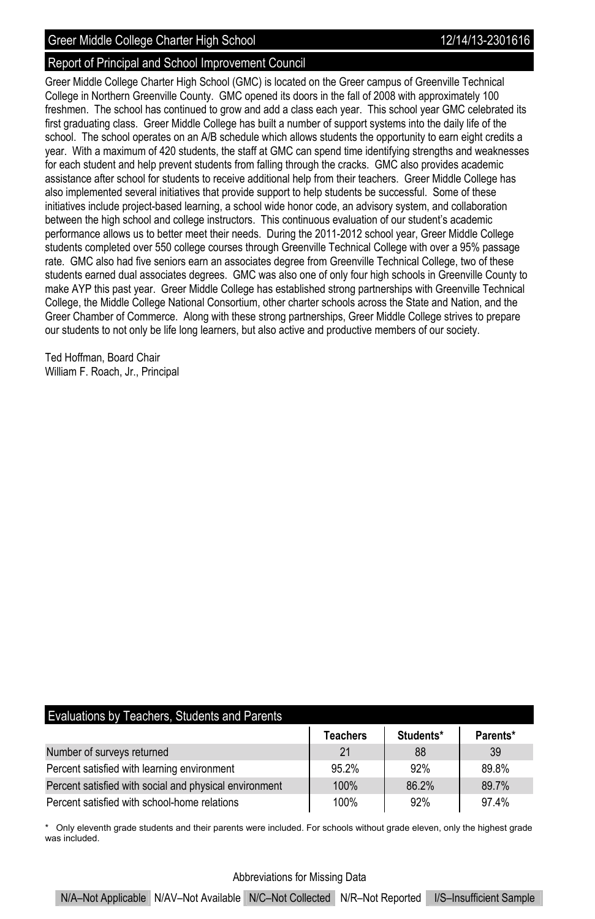Greer Middle College Charter High School 12/14/13-2301616

## Report of Principal and School Improvement Council

Greer Middle College Charter High School (GMC) is located on the Greer campus of Greenville Technical College in Northern Greenville County. GMC opened its doors in the fall of 2008 with approximately 100 freshmen. The school has continued to grow and add a class each year. This school year GMC celebrated its first graduating class. Greer Middle College has built a number of support systems into the daily life of the school. The school operates on an A/B schedule which allows students the opportunity to earn eight credits a year. With a maximum of 420 students, the staff at GMC can spend time identifying strengths and weaknesses for each student and help prevent students from falling through the cracks. GMC also provides academic assistance after school for students to receive additional help from their teachers. Greer Middle College has also implemented several initiatives that provide support to help students be successful. Some of these initiatives include project-based learning, a school wide honor code, an advisory system, and collaboration between the high school and college instructors. This continuous evaluation of our student's academic performance allows us to better meet their needs. During the 2011-2012 school year, Greer Middle College students completed over 550 college courses through Greenville Technical College with over a 95% passage rate. GMC also had five seniors earn an associates degree from Greenville Technical College, two of these students earned dual associates degrees. GMC was also one of only four high schools in Greenville County to make AYP this past year. Greer Middle College has established strong partnerships with Greenville Technical College, the Middle College National Consortium, other charter schools across the State and Nation, and the Greer Chamber of Commerce. Along with these strong partnerships, Greer Middle College strives to prepare our students to not only be life long learners, but also active and productive members of our society.

Ted Hoffman, Board Chair
William F. Roach, Jr., Principal

## Evaluations by Teachers, Students and Parents

| | Teachers | Students* | Parents* |
|---|---|---|---|
| Number of surveys returned | 21 | 88 | 39 |
| Percent satisfied with learning environment | 95.2% | 92% | 89.8% |
| Percent satisfied with social and physical environment | 100% | 86.2% | 89.7% |
| Percent satisfied with school-home relations | 100% | 92% | 97.4% |

\* Only eleventh grade students and their parents were included. For schools without grade eleven, only the highest grade was included.

Abbreviations for Missing Data

N/A–Not Applicable N/AV–Not Available N/C–Not Collected N/R–Not Reported I/S–Insufficient Sample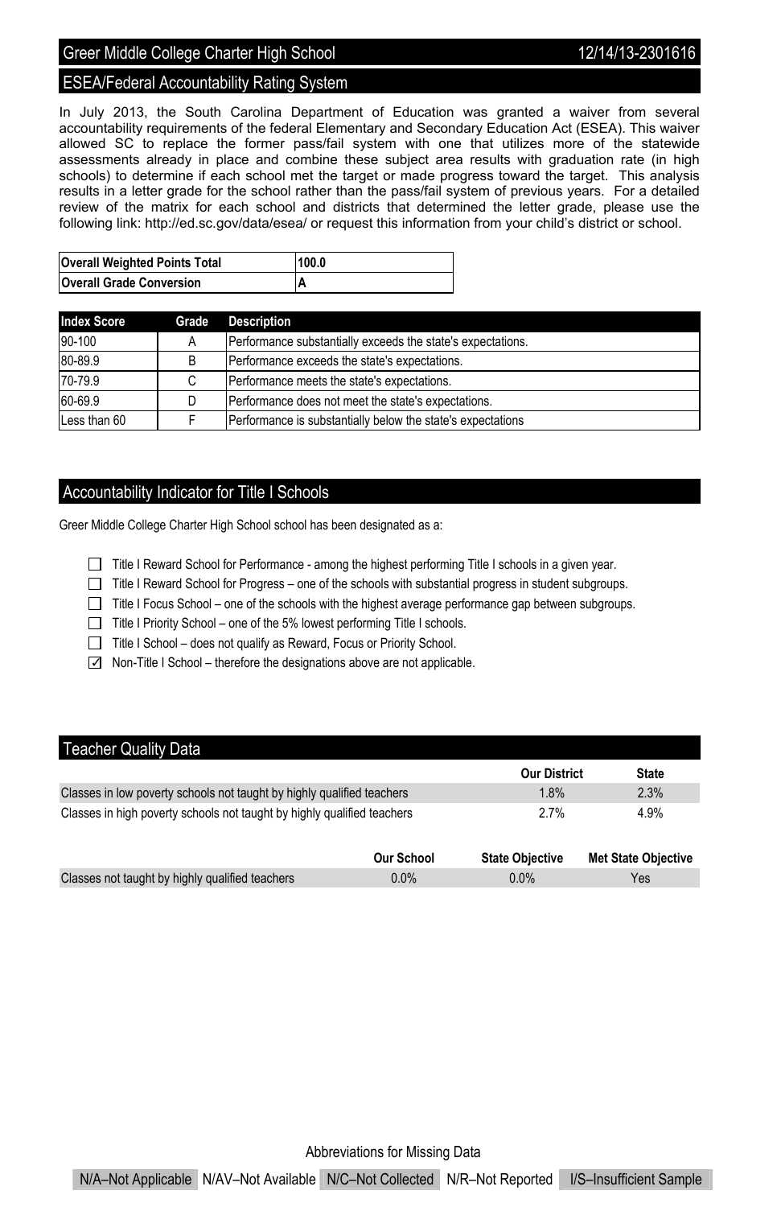## ESEA/Federal Accountability Rating System

In July 2013, the South Carolina Department of Education was granted a waiver from several accountability requirements of the federal Elementary and Secondary Education Act (ESEA). This waiver allowed SC to replace the former pass/fail system with one that utilizes more of the statewide assessments already in place and combine these subject area results with graduation rate (in high schools) to determine if each school met the target or made progress toward the target. This analysis results in a letter grade for the school rather than the pass/fail system of previous years. For a detailed review of the matrix for each school and districts that determined the letter grade, please use the following link: http://ed.sc.gov/data/esea/ or request this information from your child's district or school.

| **Overall Weighted Points Total** | **100.0** |
|---|---|
| **Overall Grade Conversion** | **A** |

| Index Score | Grade | Description |
|---|---|---|
| 90-100 | A | Performance substantially exceeds the state's expectations. |
| 80-89.9 | B | Performance exceeds the state's expectations. |
| 70-79.9 | C | Performance meets the state's expectations. |
| 60-69.9 | D | Performance does not meet the state's expectations. |
| Less than 60 | F | Performance is substantially below the state's expectations |

## Accountability Indicator for Title I Schools

Greer Middle College Charter High School school has been designated as a:

- ☐ Title I Reward School for Performance - among the highest performing Title I schools in a given year.
- ☐ Title I Reward School for Progress – one of the schools with substantial progress in student subgroups.
- ☐ Title I Focus School – one of the schools with the highest average performance gap between subgroups.
- ☐ Title I Priority School – one of the 5% lowest performing Title I schools.
- ☐ Title I School – does not qualify as Reward, Focus or Priority School.
- ☑ Non-Title I School – therefore the designations above are not applicable.

## Teacher Quality Data

| | Our District | State |
|---|---|---|
| Classes in low poverty schools not taught by highly qualified teachers | 1.8% | 2.3% |
| Classes in high poverty schools not taught by highly qualified teachers | 2.7% | 4.9% |

| | Our School | State Objective | Met State Objective |
|---|---|---|---|
| Classes not taught by highly qualified teachers | 0.0% | 0.0% | Yes |

Abbreviations for Missing Data

N/A–Not Applicable | N/AV–Not Available | N/C–Not Collected | N/R–Not Reported | I/S–Insufficient Sample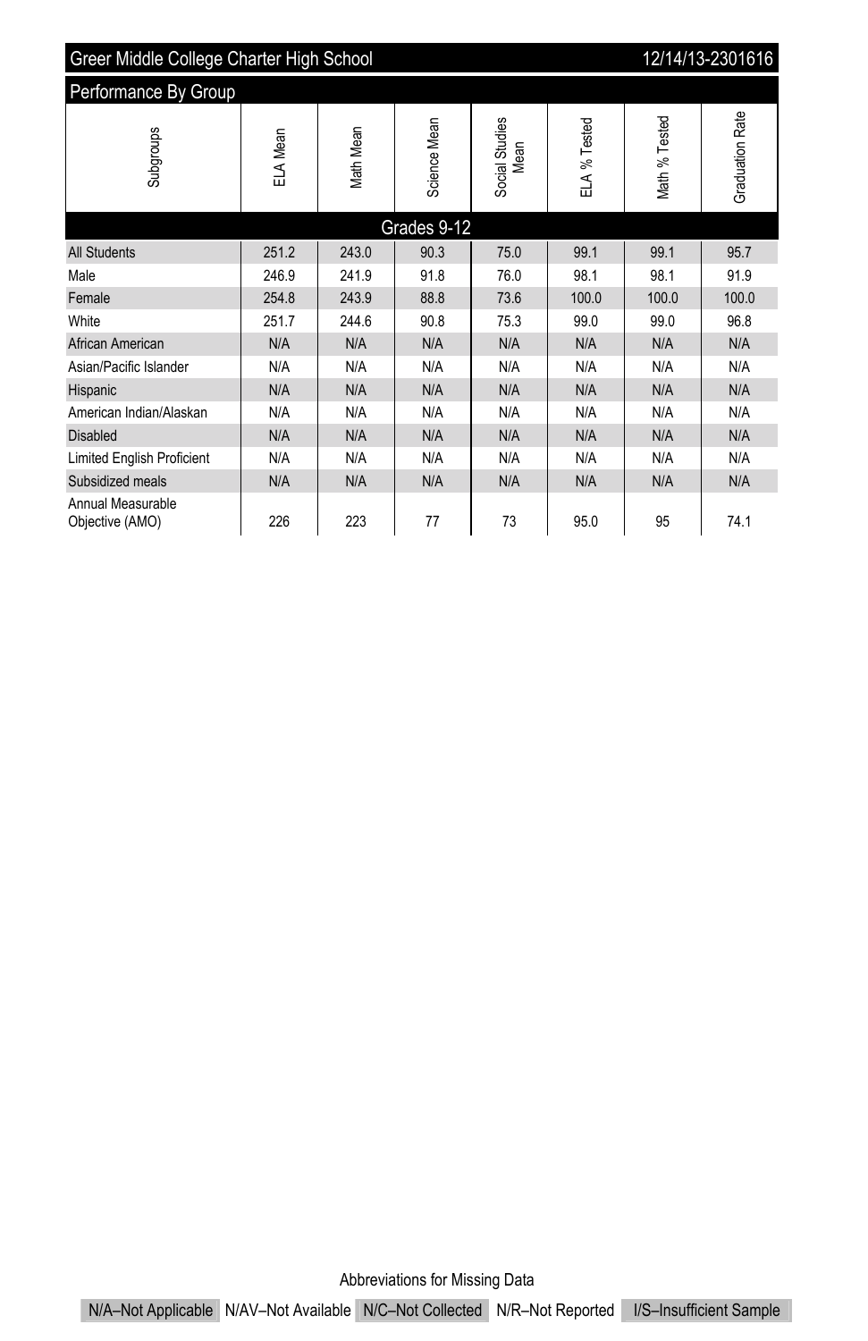## Greer Middle College Charter High School 12/14/13-2301616

### Performance By Group

| Subgroups | ELA Mean | Math Mean | Science Mean | Social Studies Mean | ELA % Tested | Math % Tested | Graduation Rate |
|---|---|---|---|---|---|---|---|
| **Grades 9-12** | | | | | | | |
| All Students | 251.2 | 243.0 | 90.3 | 75.0 | 99.1 | 99.1 | 95.7 |
| Male | 246.9 | 241.9 | 91.8 | 76.0 | 98.1 | 98.1 | 91.9 |
| Female | 254.8 | 243.9 | 88.8 | 73.6 | 100.0 | 100.0 | 100.0 |
| White | 251.7 | 244.6 | 90.8 | 75.3 | 99.0 | 99.0 | 96.8 |
| African American | N/A | N/A | N/A | N/A | N/A | N/A | N/A |
| Asian/Pacific Islander | N/A | N/A | N/A | N/A | N/A | N/A | N/A |
| Hispanic | N/A | N/A | N/A | N/A | N/A | N/A | N/A |
| American Indian/Alaskan | N/A | N/A | N/A | N/A | N/A | N/A | N/A |
| Disabled | N/A | N/A | N/A | N/A | N/A | N/A | N/A |
| Limited English Proficient | N/A | N/A | N/A | N/A | N/A | N/A | N/A |
| Subsidized meals | N/A | N/A | N/A | N/A | N/A | N/A | N/A |
| Annual Measurable Objective (AMO) | 226 | 223 | 77 | 73 | 95.0 | 95 | 74.1 |

Abbreviations for Missing Data

N/A–Not Applicable N/AV–Not Available N/C–Not Collected N/R–Not Reported I/S–Insufficient Sample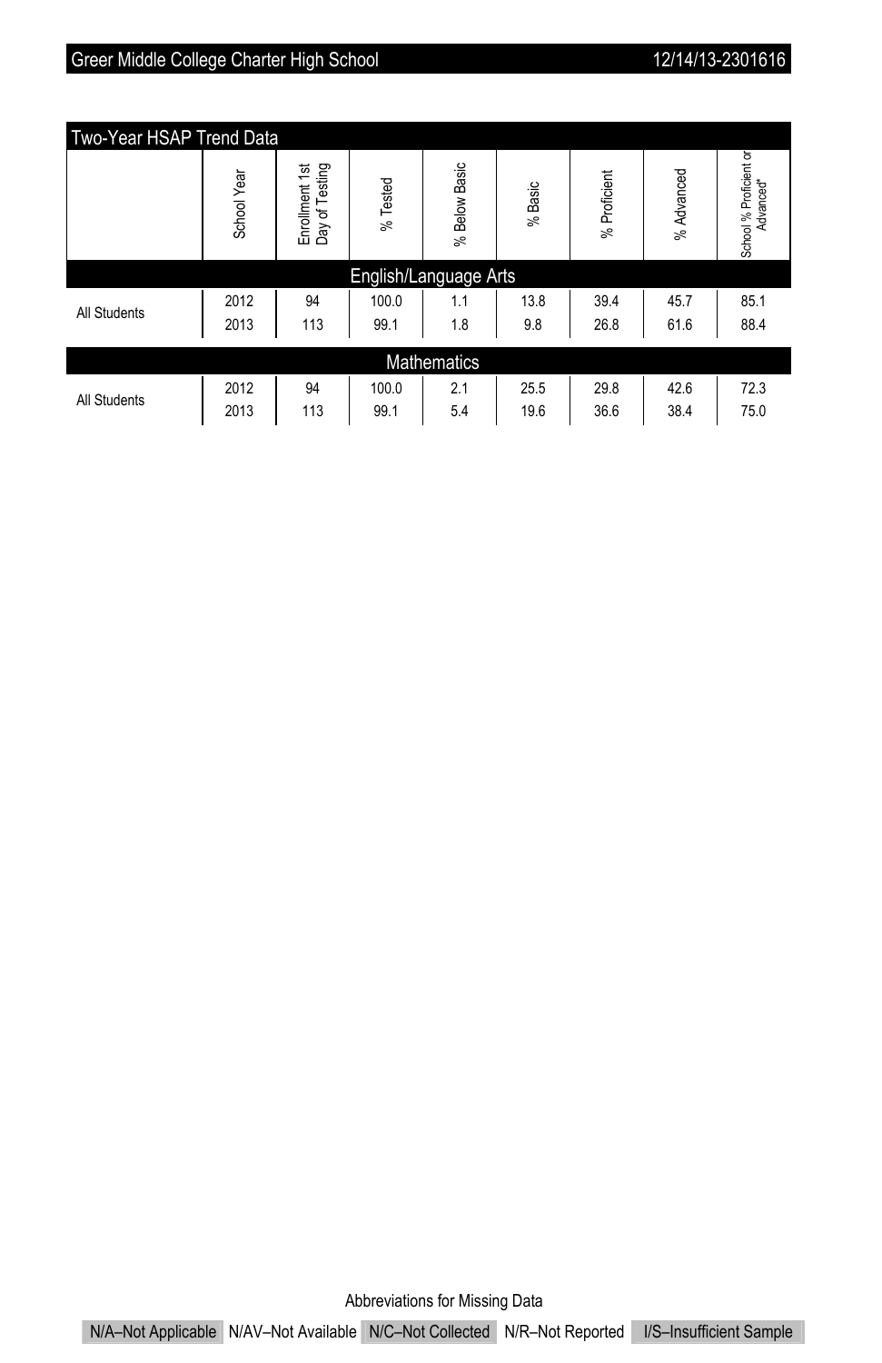Greer Middle College Charter High School 12/14/13-2301616

## Two-Year HSAP Trend Data

| | School Year | Enrollment 1st Day of Testing | % Tested | % Below Basic | % Basic | % Proficient | % Advanced | School % Proficient or Advanced* |
|---|---|---|---|---|---|---|---|---|
| **English/Language Arts** | | | | | | | | |
| All Students | 2012 | 94 | 100.0 | 1.1 | 13.8 | 39.4 | 45.7 | 85.1 |
| | 2013 | 113 | 99.1 | 1.8 | 9.8 | 26.8 | 61.6 | 88.4 |
| **Mathematics** | | | | | | | | |
| All Students | 2012 | 94 | 100.0 | 2.1 | 25.5 | 29.8 | 42.6 | 72.3 |
| | 2013 | 113 | 99.1 | 5.4 | 19.6 | 36.6 | 38.4 | 75.0 |

Abbreviations for Missing Data

N/A–Not Applicable N/AV–Not Available N/C–Not Collected N/R–Not Reported I/S–Insufficient Sample